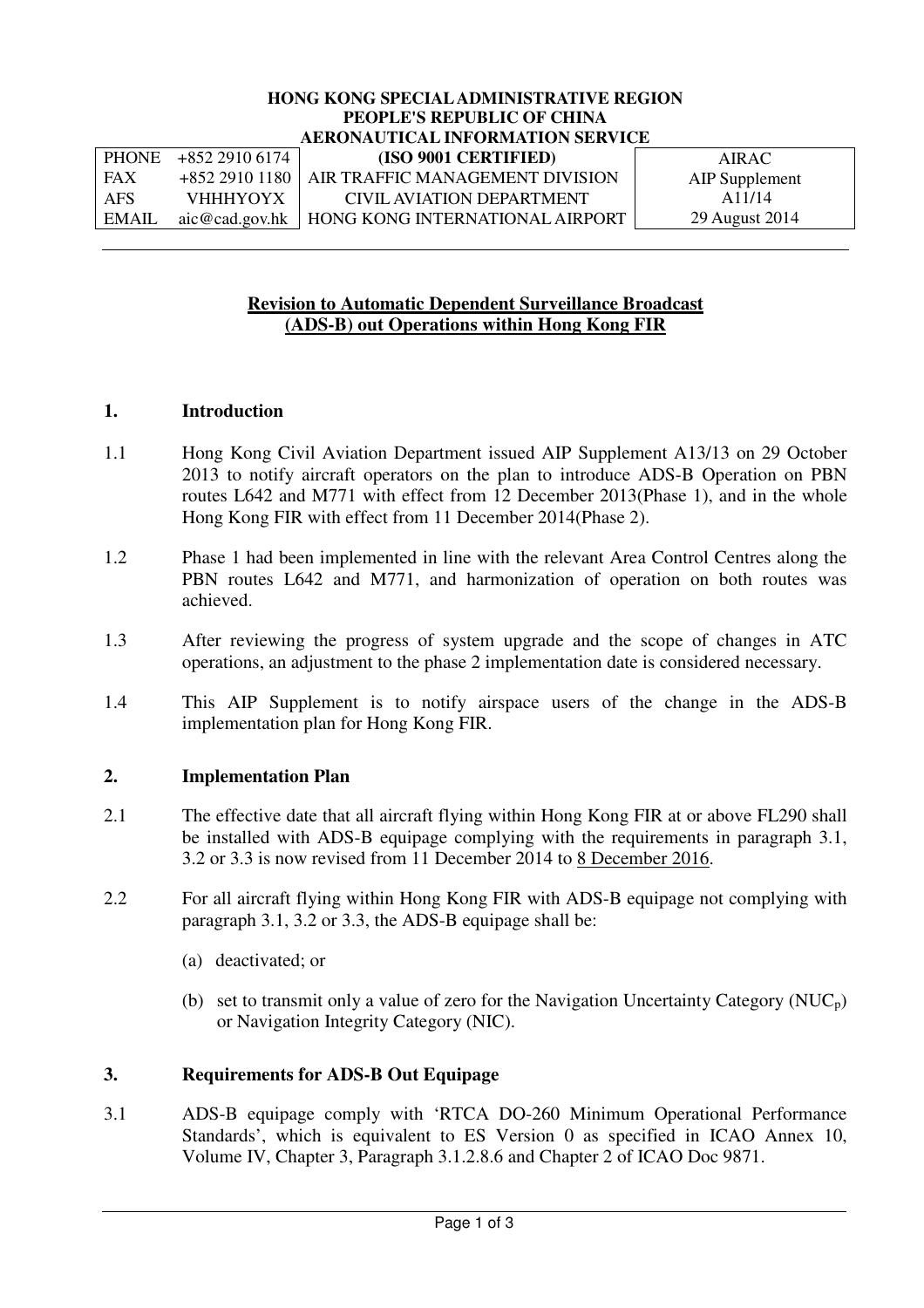**HONG KONG SPECIAL ADMINISTRATIVE REGION**
**PEOPLE'S REPUBLIC OF CHINA**
**AERONAUTICAL INFORMATION SERVICE**

| | | | |
|---|---|---|---|
| PHONE | +852 2910 6174 | **(ISO 9001 CERTIFIED)** | AIRAC |
| FAX | +852 2910 1180 | AIR TRAFFIC MANAGEMENT DIVISION | AIP Supplement |
| AFS | VHHHYOYX | CIVIL AVIATION DEPARTMENT | A11/14 |
| EMAIL | aic@cad.gov.hk | HONG KONG INTERNATIONAL AIRPORT | 29 August 2014 |

---

# Revision to Automatic Dependent Surveillance Broadcast (ADS-B) out Operations within Hong Kong FIR

## 1. Introduction

1.1 Hong Kong Civil Aviation Department issued AIP Supplement A13/13 on 29 October 2013 to notify aircraft operators on the plan to introduce ADS-B Operation on PBN routes L642 and M771 with effect from 12 December 2013(Phase 1), and in the whole Hong Kong FIR with effect from 11 December 2014(Phase 2).

1.2 Phase 1 had been implemented in line with the relevant Area Control Centres along the PBN routes L642 and M771, and harmonization of operation on both routes was achieved.

1.3 After reviewing the progress of system upgrade and the scope of changes in ATC operations, an adjustment to the phase 2 implementation date is considered necessary.

1.4 This AIP Supplement is to notify airspace users of the change in the ADS-B implementation plan for Hong Kong FIR.

## 2. Implementation Plan

2.1 The effective date that all aircraft flying within Hong Kong FIR at or above FL290 shall be installed with ADS-B equipage complying with the requirements in paragraph 3.1, 3.2 or 3.3 is now revised from 11 December 2014 to <u>8 December 2016</u>.

2.2 For all aircraft flying within Hong Kong FIR with ADS-B equipage not complying with paragraph 3.1, 3.2 or 3.3, the ADS-B equipage shall be:

(a) deactivated; or

(b) set to transmit only a value of zero for the Navigation Uncertainty Category ($NUC_p$) or Navigation Integrity Category (NIC).

## 3. Requirements for ADS-B Out Equipage

3.1 ADS-B equipage comply with 'RTCA DO-260 Minimum Operational Performance Standards', which is equivalent to ES Version 0 as specified in ICAO Annex 10, Volume IV, Chapter 3, Paragraph 3.1.2.8.6 and Chapter 2 of ICAO Doc 9871.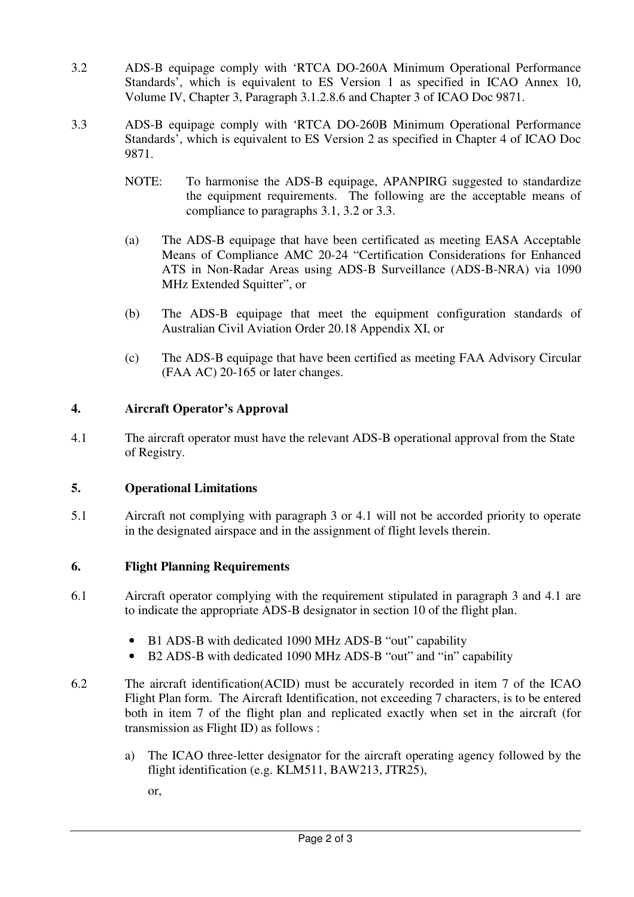3.2 ADS-B equipage comply with 'RTCA DO-260A Minimum Operational Performance Standards', which is equivalent to ES Version 1 as specified in ICAO Annex 10, Volume IV, Chapter 3, Paragraph 3.1.2.8.6 and Chapter 3 of ICAO Doc 9871.

3.3 ADS-B equipage comply with 'RTCA DO-260B Minimum Operational Performance Standards', which is equivalent to ES Version 2 as specified in Chapter 4 of ICAO Doc 9871.

NOTE: To harmonise the ADS-B equipage, APANPIRG suggested to standardize the equipment requirements. The following are the acceptable means of compliance to paragraphs 3.1, 3.2 or 3.3.

(a) The ADS-B equipage that have been certificated as meeting EASA Acceptable Means of Compliance AMC 20-24 "Certification Considerations for Enhanced ATS in Non-Radar Areas using ADS-B Surveillance (ADS-B-NRA) via 1090 MHz Extended Squitter", or

(b) The ADS-B equipage that meet the equipment configuration standards of Australian Civil Aviation Order 20.18 Appendix XI, or

(c) The ADS-B equipage that have been certified as meeting FAA Advisory Circular (FAA AC) 20-165 or later changes.

## 4. Aircraft Operator's Approval

4.1 The aircraft operator must have the relevant ADS-B operational approval from the State of Registry.

## 5. Operational Limitations

5.1 Aircraft not complying with paragraph 3 or 4.1 will not be accorded priority to operate in the designated airspace and in the assignment of flight levels therein.

## 6. Flight Planning Requirements

6.1 Aircraft operator complying with the requirement stipulated in paragraph 3 and 4.1 are to indicate the appropriate ADS-B designator in section 10 of the flight plan.

- B1 ADS-B with dedicated 1090 MHz ADS-B "out" capability
- B2 ADS-B with dedicated 1090 MHz ADS-B "out" and "in" capability

6.2 The aircraft identification(ACID) must be accurately recorded in item 7 of the ICAO Flight Plan form. The Aircraft Identification, not exceeding 7 characters, is to be entered both in item 7 of the flight plan and replicated exactly when set in the aircraft (for transmission as Flight ID) as follows :

a) The ICAO three-letter designator for the aircraft operating agency followed by the flight identification (e.g. KLM511, BAW213, JTR25),

   or,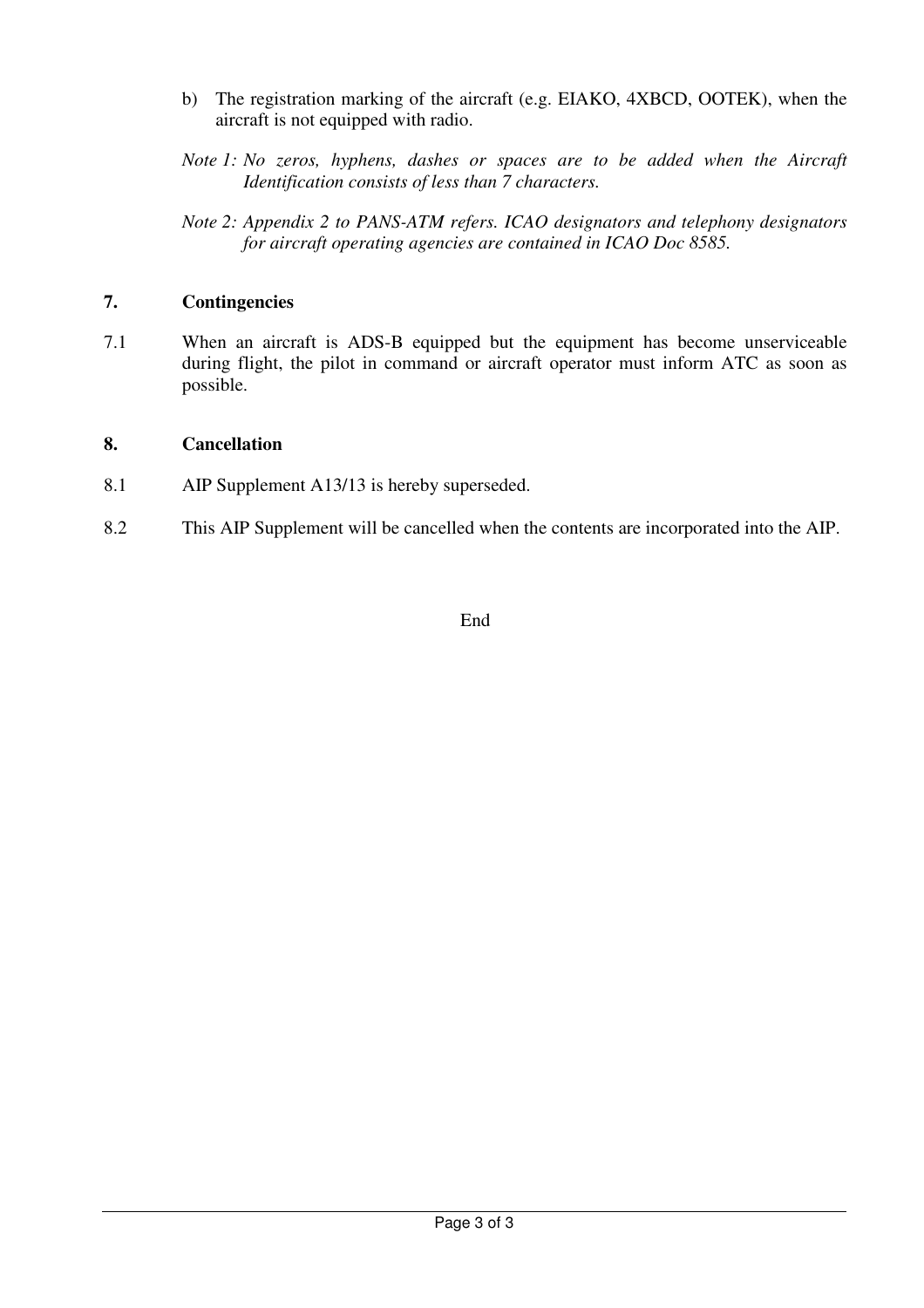b) The registration marking of the aircraft (e.g. EIAKO, 4XBCD, OOTEK), when the aircraft is not equipped with radio.

*Note 1: No zeros, hyphens, dashes or spaces are to be added when the Aircraft Identification consists of less than 7 characters.*

*Note 2: Appendix 2 to PANS-ATM refers. ICAO designators and telephony designators for aircraft operating agencies are contained in ICAO Doc 8585.*

## 7. Contingencies

7.1 When an aircraft is ADS-B equipped but the equipment has become unserviceable during flight, the pilot in command or aircraft operator must inform ATC as soon as possible.

## 8. Cancellation

8.1 AIP Supplement A13/13 is hereby superseded.

8.2 This AIP Supplement will be cancelled when the contents are incorporated into the AIP.

End